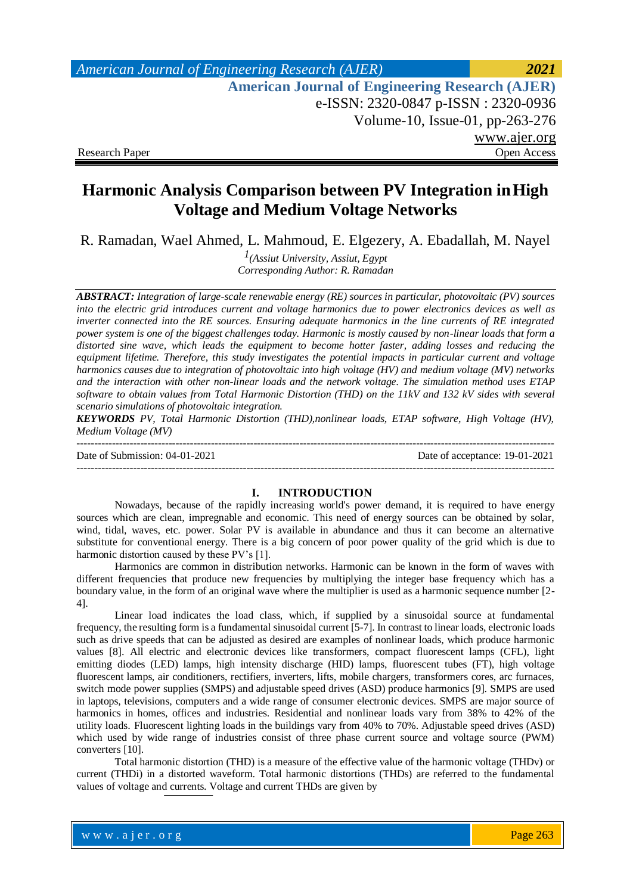Research Paper Open Access

# Harmonic Analysis Comparison between PV Integration in High Voltage and Medium Voltage Networks

R. Ramadan, Wael Ahmed, L. Mahmoud, E. Elgezery, A. Ebadallah, M. Nayel

[1](Assiut University, Assiut, Egypt

*Corresponding Author: R. Ramadan*

***ABSTRACT:*** *Integration of large-scale renewable energy (RE) sources in particular, photovoltaic (PV) sources into the electric grid introduces current and voltage harmonics due to power electronics devices as well as inverter connected into the RE sources. Ensuring adequate harmonics in the line currents of RE integrated power system is one of the biggest challenges today. Harmonic is mostly caused by non-linear loads that form a distorted sine wave, which leads the equipment to become hotter faster, adding losses and reducing the equipment lifetime. Therefore, this study investigates the potential impacts in particular current and voltage harmonics causes due to integration of photovoltaic into high voltage (HV) and medium voltage (MV) networks and the interaction with other non-linear loads and the network voltage. The simulation method uses ETAP software to obtain values from Total Harmonic Distortion (THD) on the 11kV and 132 kV sides with several scenario simulations of photovoltaic integration.*

***KEYWORDS*** *PV, Total Harmonic Distortion (THD),nonlinear loads, ETAP software, High Voltage (HV), Medium Voltage (MV)*

---

Date of Submission: 04-01-2021 Date of acceptance: 19-01-2021

---

## I. INTRODUCTION

Nowadays, because of the rapidly increasing world's power demand, it is required to have energy sources which are clean, impregnable and economic. This need of energy sources can be obtained by solar, wind, tidal, waves, etc. power. Solar PV is available in abundance and thus it can become an alternative substitute for conventional energy. There is a big concern of poor power quality of the grid which is due to harmonic distortion caused by these PV's [1].

Harmonics are common in distribution networks. Harmonic can be known in the form of waves with different frequencies that produce new frequencies by multiplying the integer base frequency which has a boundary value, in the form of an original wave where the multiplier is used as a harmonic sequence number [2-4].

Linear load indicates the load class, which, if supplied by a sinusoidal source at fundamental frequency, the resulting form is a fundamental sinusoidal current [5-7]. In contrast to linear loads, electronic loads such as drive speeds that can be adjusted as desired are examples of nonlinear loads, which produce harmonic values [8]. All electric and electronic devices like transformers, compact fluorescent lamps (CFL), light emitting diodes (LED) lamps, high intensity discharge (HID) lamps, fluorescent tubes (FT), high voltage fluorescent lamps, air conditioners, rectifiers, inverters, lifts, mobile chargers, transformers cores, arc furnaces, switch mode power supplies (SMPS) and adjustable speed drives (ASD) produce harmonics [9]. SMPS are used in laptops, televisions, computers and a wide range of consumer electronic devices. SMPS are major source of harmonics in homes, offices and industries. Residential and nonlinear loads vary from 38% to 42% of the utility loads. Fluorescent lighting loads in the buildings vary from 40% to 70%. Adjustable speed drives (ASD) which used by wide range of industries consist of three phase current source and voltage source (PWM) converters [10].

Total harmonic distortion (THD) is a measure of the effective value of the harmonic voltage (THDv) or current (THDi) in a distorted waveform. Total harmonic distortions (THDs) are referred to the fundamental values of voltage and currents. Voltage and current THDs are given by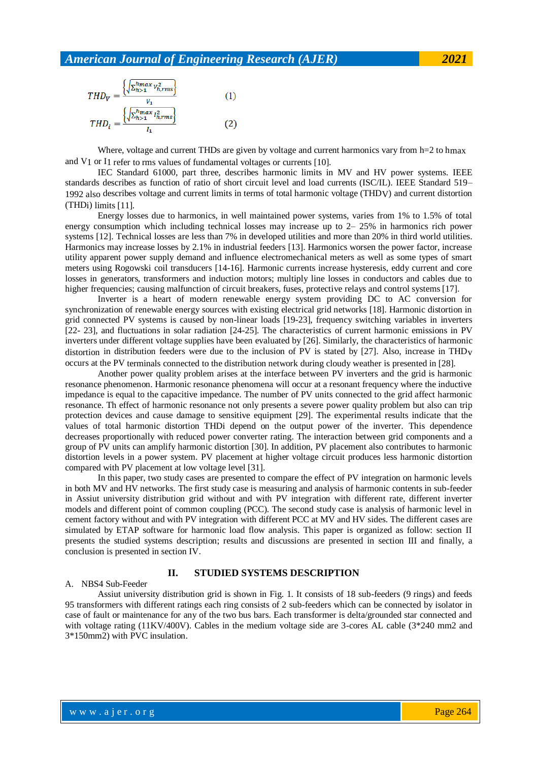$$THD_V = \frac{\left\{\sqrt{\sum_{h>1}^{h_{max}} V_{h,rms}^2}\right\}}{V_1} \qquad (1)$$

$$THD_i = \frac{\left\{\sqrt{\sum_{h>1}^{h_{max}} I_{h,rms}^2}\right\}}{I_1} \qquad (2)$$

Where, voltage and current THDs are given by voltage and current harmonics vary from h=2 to $h_{max}$ and $V_1$ or $I_1$ refer to rms values of fundamental voltages or currents [10].

IEC Standard 61000, part three, describes harmonic limits in MV and HV power systems. IEEE standards describes as function of ratio of short circuit level and load currents (ISC/IL). IEEE Standard 519–1992 also describes voltage and current limits in terms of total harmonic voltage ($THD_V$) and current distortion (THDi) limits [11].

Energy losses due to harmonics, in well maintained power systems, varies from 1% to 1.5% of total energy consumption which including technical losses may increase up to 2– 25% in harmonics rich power systems [12]. Technical losses are less than 7% in developed utilities and more than 20% in third world utilities. Harmonics may increase losses by 2.1% in industrial feeders [13]. Harmonics worsen the power factor, increase utility apparent power supply demand and influence electromechanical meters as well as some types of smart meters using Rogowski coil transducers [14-16]. Harmonic currents increase hysteresis, eddy current and core losses in generators, transformers and induction motors; multiply line losses in conductors and cables due to higher frequencies; causing malfunction of circuit breakers, fuses, protective relays and control systems [17].

Inverter is a heart of modern renewable energy system providing DC to AC conversion for synchronization of renewable energy sources with existing electrical grid networks [18]. Harmonic distortion in grid connected PV systems is caused by non-linear loads [19-23], frequency switching variables in inverters [22- 23], and fluctuations in solar radiation [24-25]. The characteristics of current harmonic emissions in PV inverters under different voltage supplies have been evaluated by [26]. Similarly, the characteristics of harmonic distortion in distribution feeders were due to the inclusion of PV is stated by [27]. Also, increase in $THD_V$ occurs at the PV terminals connected to the distribution network during cloudy weather is presented in [28].

Another power quality problem arises at the interface between PV inverters and the grid is harmonic resonance phenomenon. Harmonic resonance phenomena will occur at a resonant frequency where the inductive impedance is equal to the capacitive impedance. The number of PV units connected to the grid affect harmonic resonance. Th effect of harmonic resonance not only presents a severe power quality problem but also can trip protection devices and cause damage to sensitive equipment [29]. The experimental results indicate that the values of total harmonic distortion THDi depend on the output power of the inverter. This dependence decreases proportionally with reduced power converter rating. The interaction between grid components and a group of PV units can amplify harmonic distortion [30]. In addition, PV placement also contributes to harmonic distortion levels in a power system. PV placement at higher voltage circuit produces less harmonic distortion compared with PV placement at low voltage level [31].

In this paper, two study cases are presented to compare the effect of PV integration on harmonic levels in both MV and HV networks. The first study case is measuring and analysis of harmonic contents in sub-feeder in Assiut university distribution grid without and with PV integration with different rate, different inverter models and different point of common coupling (PCC). The second study case is analysis of harmonic level in cement factory without and with PV integration with different PCC at MV and HV sides. The different cases are simulated by ETAP software for harmonic load flow analysis. This paper is organized as follow: section II presents the studied systems description; results and discussions are presented in section III and finally, a conclusion is presented in section IV.

## II. STUDIED SYSTEMS DESCRIPTION

A. NBS4 Sub-Feeder

Assiut university distribution grid is shown in Fig. 1. It consists of 18 sub-feeders (9 rings) and feeds 95 transformers with different ratings each ring consists of 2 sub-feeders which can be connected by isolator in case of fault or maintenance for any of the two bus bars. Each transformer is delta/grounded star connected and with voltage rating (11KV/400V). Cables in the medium voltage side are 3-cores AL cable (3*240 mm2 and 3*150mm2) with PVC insulation.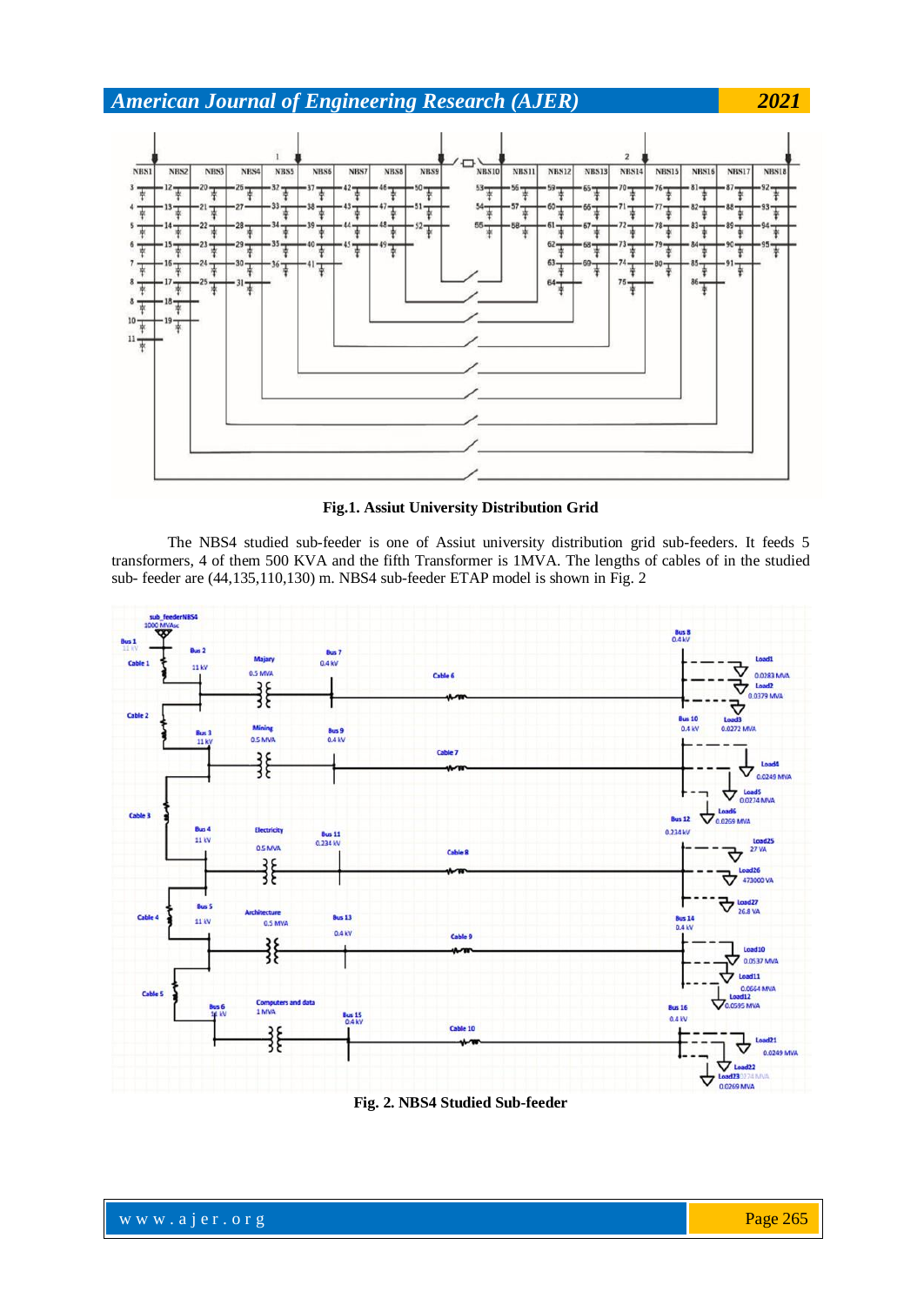**Fig.1. Assiut University Distribution Grid**

The NBS4 studied sub-feeder is one of Assiut university distribution grid sub-feeders. It feeds 5 transformers, 4 of them 500 KVA and the fifth Transformer is 1MVA. The lengths of cables of in the studied sub- feeder are (44,135,110,130) m. NBS4 sub-feeder ETAP model is shown in Fig. 2

**Fig. 2. NBS4 Studied Sub-feeder**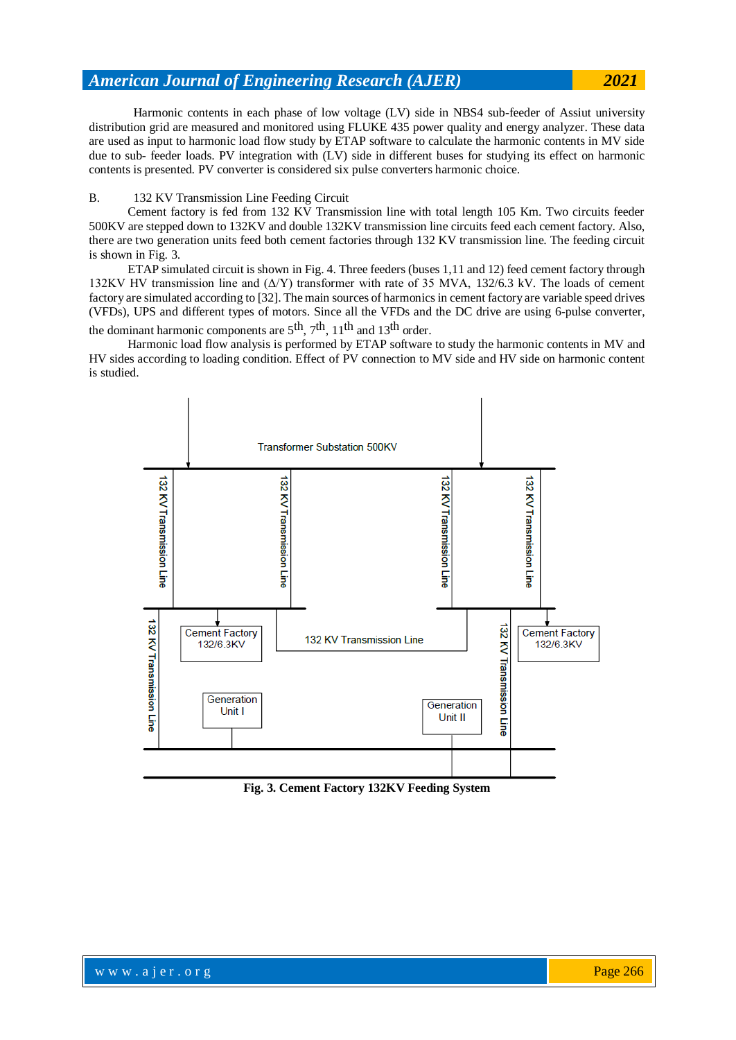Harmonic contents in each phase of low voltage (LV) side in NBS4 sub-feeder of Assiut university distribution grid are measured and monitored using FLUKE 435 power quality and energy analyzer. These data are used as input to harmonic load flow study by ETAP software to calculate the harmonic contents in MV side due to sub- feeder loads. PV integration with (LV) side in different buses for studying its effect on harmonic contents is presented. PV converter is considered six pulse converters harmonic choice.

B. 132 KV Transmission Line Feeding Circuit

Cement factory is fed from 132 KV Transmission line with total length 105 Km. Two circuits feeder 500KV are stepped down to 132KV and double 132KV transmission line circuits feed each cement factory. Also, there are two generation units feed both cement factories through 132 KV transmission line. The feeding circuit is shown in Fig. 3.

ETAP simulated circuit is shown in Fig. 4. Three feeders (buses 1,11 and 12) feed cement factory through 132KV HV transmission line and (Δ/Y) transformer with rate of 35 MVA, 132/6.3 kV. The loads of cement factory are simulated according to [32]. The main sources of harmonics in cement factory are variable speed drives (VFDs), UPS and different types of motors. Since all the VFDs and the DC drive are using 6-pulse converter, the dominant harmonic components are $5^{th}$, $7^{th}$, $11^{th}$ and $13^{th}$ order.

Harmonic load flow analysis is performed by ETAP software to study the harmonic contents in MV and HV sides according to loading condition. Effect of PV connection to MV side and HV side on harmonic content is studied.

**Fig. 3. Cement Factory 132KV Feeding System**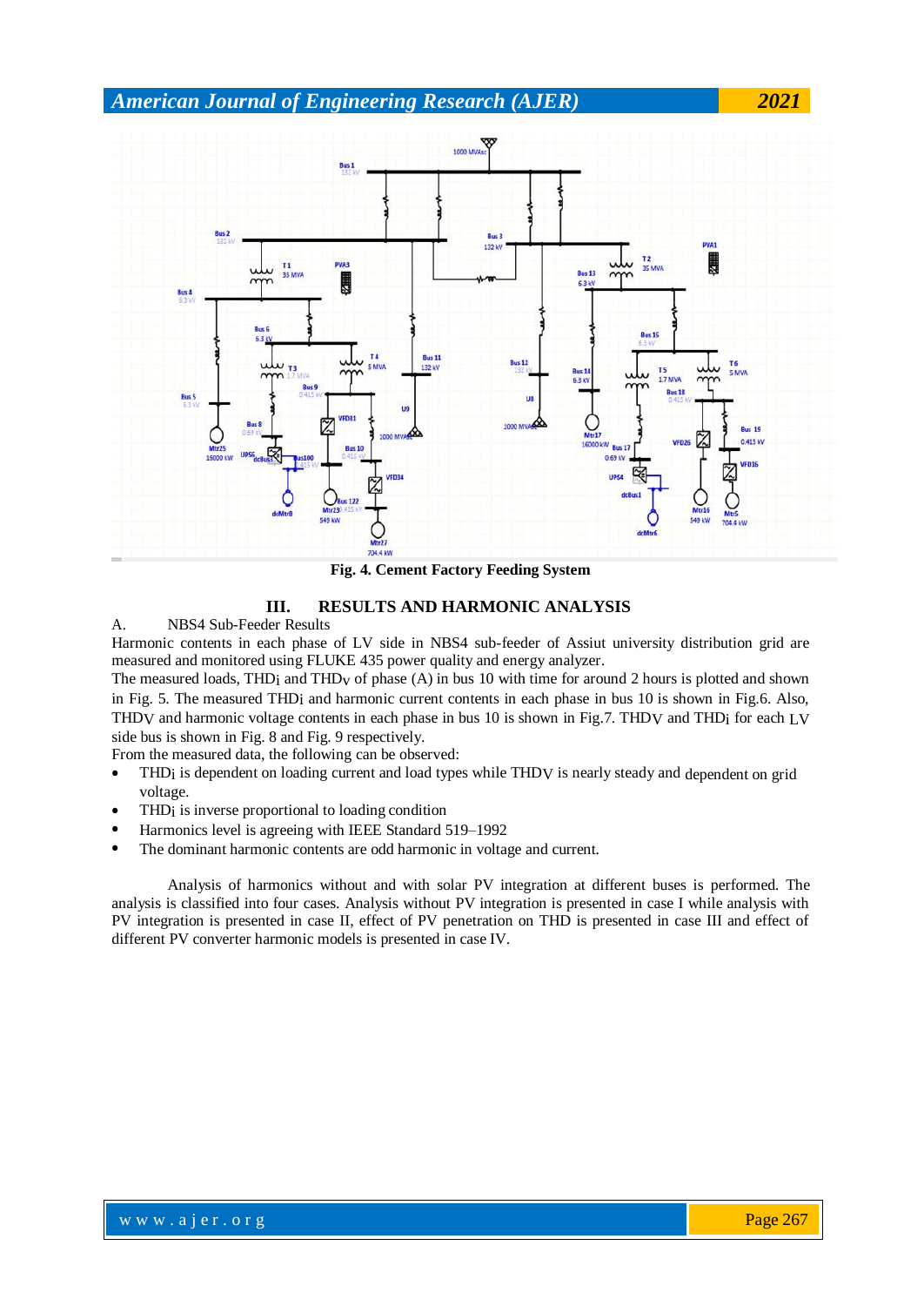Fig. 4. Cement Factory Feeding System

## III. RESULTS AND HARMONIC ANALYSIS

A. NBS4 Sub-Feeder Results

Harmonic contents in each phase of LV side in NBS4 sub-feeder of Assiut university distribution grid are measured and monitored using FLUKE 435 power quality and energy analyzer.

The measured loads, $THD_I$ and $THD_V$ of phase (A) in bus 10 with time for around 2 hours is plotted and shown in Fig. 5. The measured $THD_I$ and harmonic current contents in each phase in bus 10 is shown in Fig.6. Also, $THD_V$ and harmonic voltage contents in each phase in bus 10 is shown in Fig.7. $THD_V$ and $THD_I$ for each LV side bus is shown in Fig. 8 and Fig. 9 respectively.

From the measured data, the following can be observed:

- $THD_I$ is dependent on loading current and load types while $THD_V$ is nearly steady and dependent on grid voltage.
- $THD_I$ is inverse proportional to loading condition
- Harmonics level is agreeing with IEEE Standard 519–1992
- The dominant harmonic contents are odd harmonic in voltage and current.

Analysis of harmonics without and with solar PV integration at different buses is performed. The analysis is classified into four cases. Analysis without PV integration is presented in case I while analysis with PV integration is presented in case II, effect of PV penetration on THD is presented in case III and effect of different PV converter harmonic models is presented in case IV.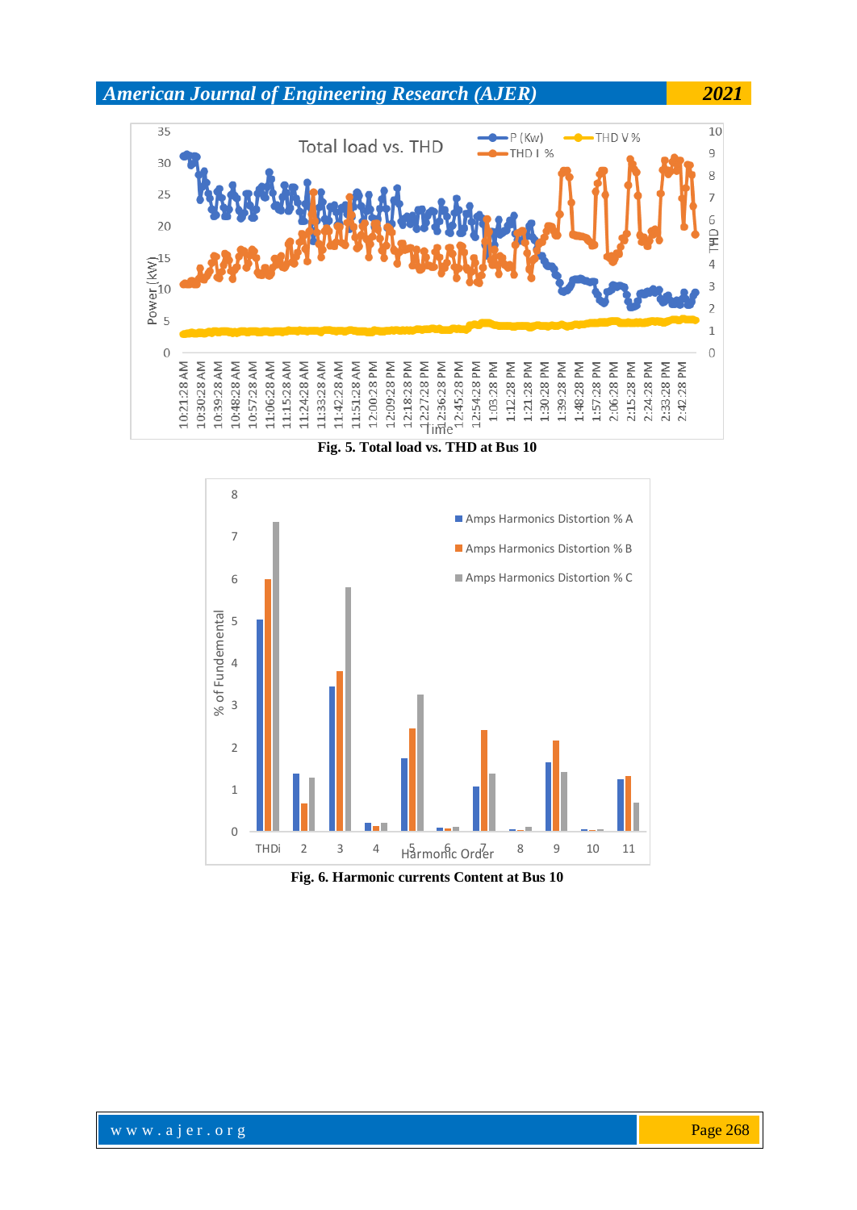Fig. 5. Total load vs. THD at Bus 10

Fig. 6. Harmonic currents Content at Bus 10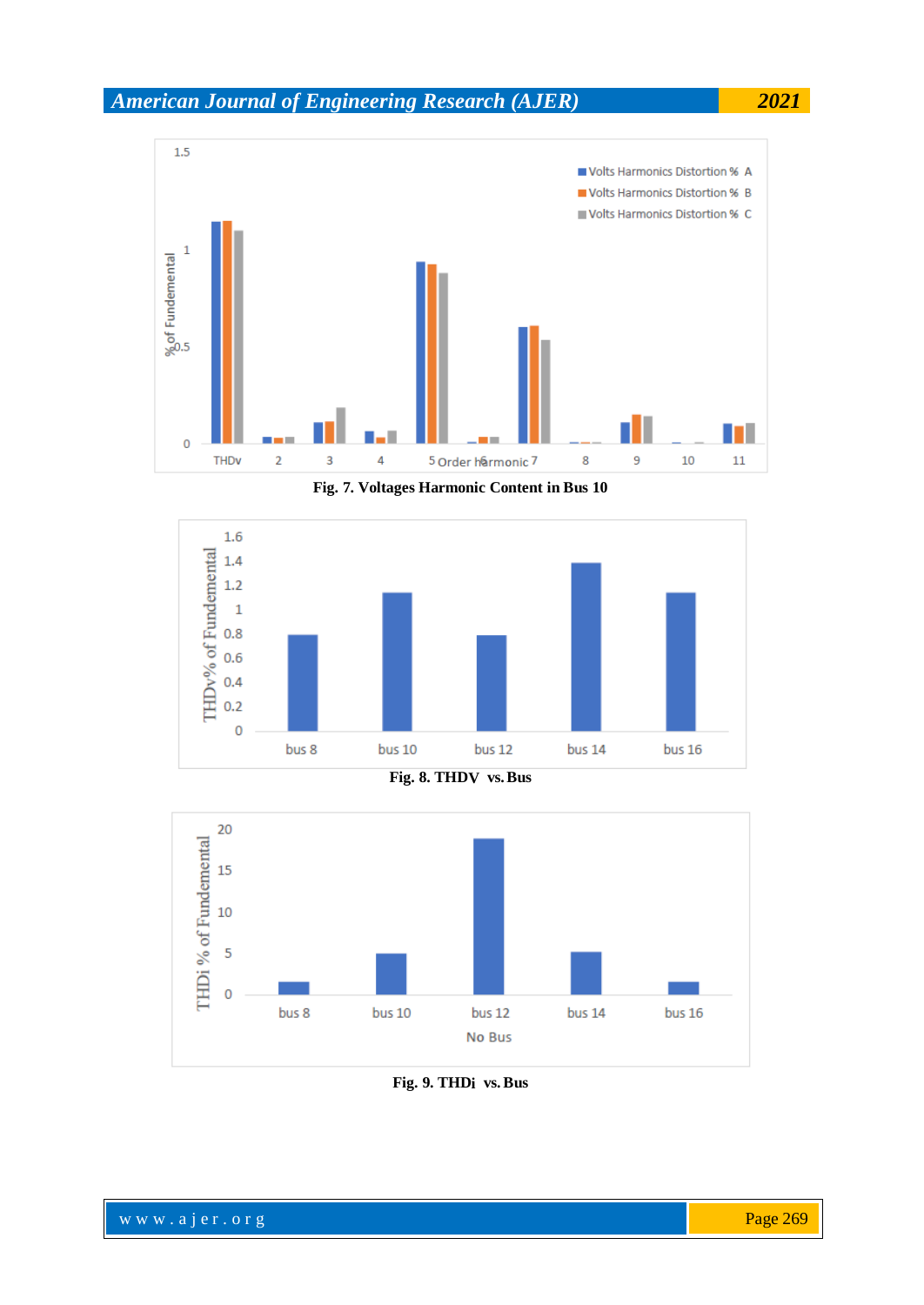Fig. 7. Voltages Harmonic Content in Bus 10

Fig. 8. THDV vs. Bus

Fig. 9. THDi vs. Bus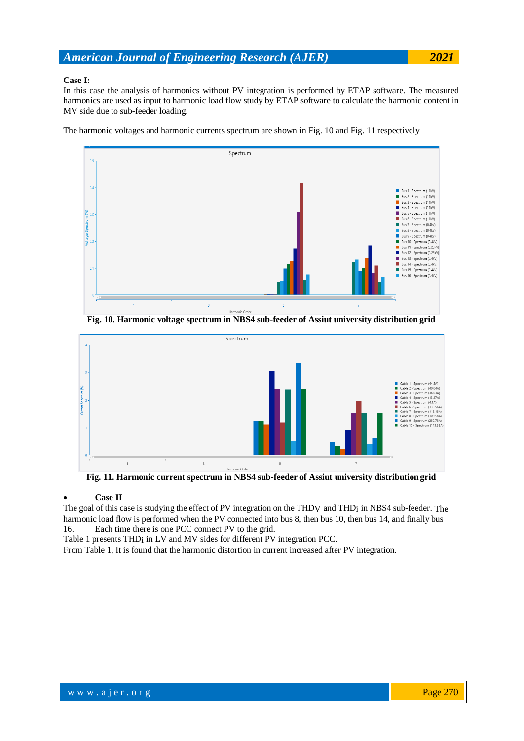**Case I:**

In this case the analysis of harmonics without PV integration is performed by ETAP software. The measured harmonics are used as input to harmonic load flow study by ETAP software to calculate the harmonic content in MV side due to sub-feeder loading.

The harmonic voltages and harmonic currents spectrum are shown in Fig. 10 and Fig. 11 respectively

**Fig. 10. Harmonic voltage spectrum in NBS4 sub-feeder of Assiut university distribution grid**

**Fig. 11. Harmonic current spectrum in NBS4 sub-feeder of Assiut university distribution grid**

- **Case II**

The goal of this case is studying the effect of PV integration on the $THD_V$ and $THD_i$ in NBS4 sub-feeder. The harmonic load flow is performed when the PV connected into bus 8, then bus 10, then bus 14, and finally bus 16. Each time there is one PCC connect PV to the grid.

Table 1 presents $THD_i$ in LV and MV sides for different PV integration PCC.

From Table 1, It is found that the harmonic distortion in current increased after PV integration.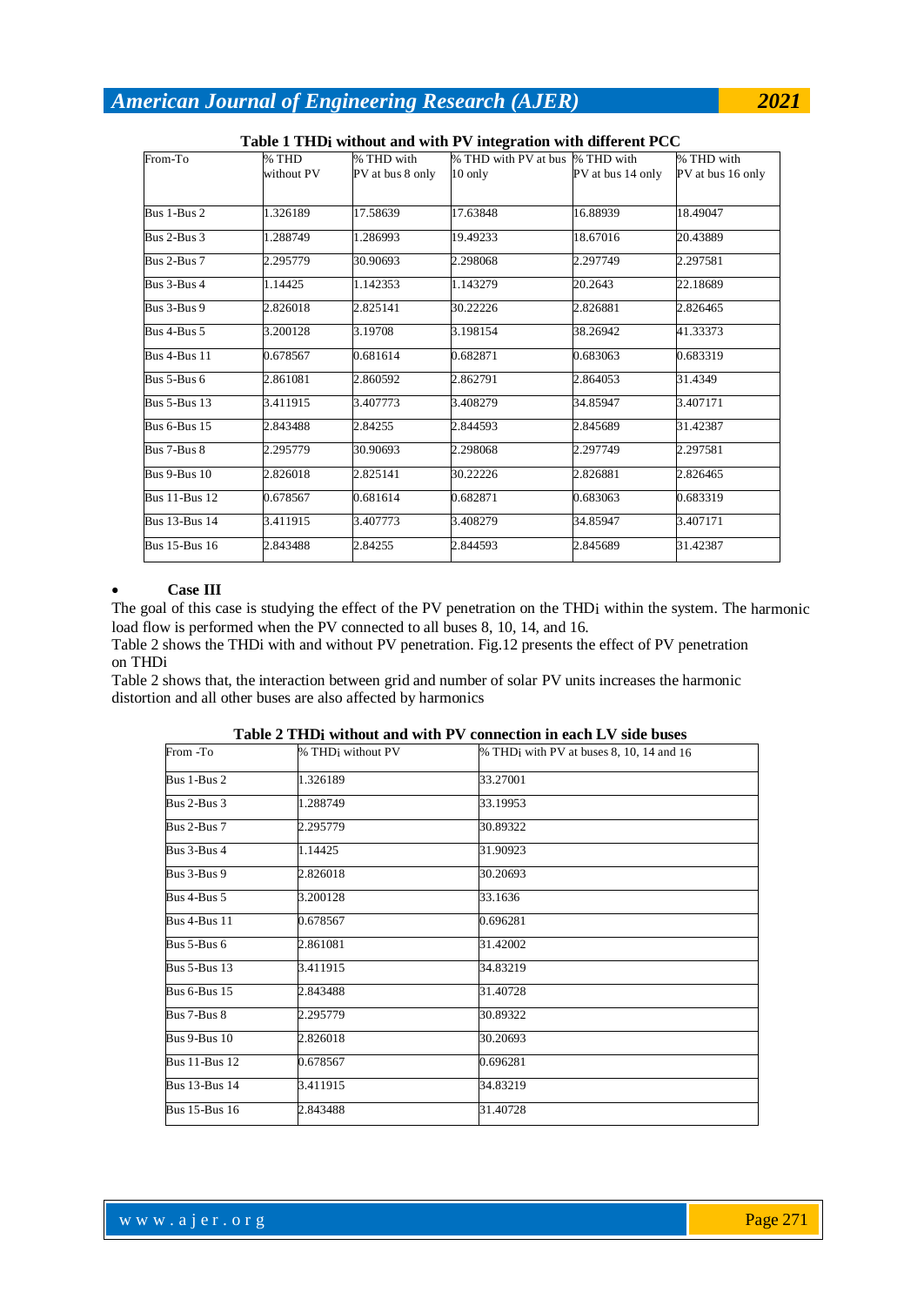**Table 1 THDi without and with PV integration with different PCC**

| From-To | % THD without PV | % THD with PV at bus 8 only | % THD with PV at bus 10 only | % THD with PV at bus 14 only | % THD with PV at bus 16 only |
|---|---|---|---|---|---|
| Bus 1-Bus 2 | 1.326189 | 17.58639 | 17.63848 | 16.88939 | 18.49047 |
| Bus 2-Bus 3 | 1.288749 | 1.286993 | 19.49233 | 18.67016 | 20.43889 |
| Bus 2-Bus 7 | 2.295779 | 30.90693 | 2.298068 | 2.297749 | 2.297581 |
| Bus 3-Bus 4 | 1.14425 | 1.142353 | 1.143279 | 20.2643 | 22.18689 |
| Bus 3-Bus 9 | 2.826018 | 2.825141 | 30.22226 | 2.826881 | 2.826465 |
| Bus 4-Bus 5 | 3.200128 | 3.19708 | 3.198154 | 38.26942 | 41.33373 |
| Bus 4-Bus 11 | 0.678567 | 0.681614 | 0.682871 | 0.683063 | 0.683319 |
| Bus 5-Bus 6 | 2.861081 | 2.860592 | 2.862791 | 2.864053 | 31.4349 |
| Bus 5-Bus 13 | 3.411915 | 3.407773 | 3.408279 | 34.85947 | 3.407171 |
| Bus 6-Bus 15 | 2.843488 | 2.84255 | 2.844593 | 2.845689 | 31.42387 |
| Bus 7-Bus 8 | 2.295779 | 30.90693 | 2.298068 | 2.297749 | 2.297581 |
| Bus 9-Bus 10 | 2.826018 | 2.825141 | 30.22226 | 2.826881 | 2.826465 |
| Bus 11-Bus 12 | 0.678567 | 0.681614 | 0.682871 | 0.683063 | 0.683319 |
| Bus 13-Bus 14 | 3.411915 | 3.407773 | 3.408279 | 34.85947 | 3.407171 |
| Bus 15-Bus 16 | 2.843488 | 2.84255 | 2.844593 | 2.845689 | 31.42387 |

- **Case III**

The goal of this case is studying the effect of the PV penetration on the THDi within the system. The harmonic load flow is performed when the PV connected to all buses 8, 10, 14, and 16.

Table 2 shows the THDi with and without PV penetration. Fig.12 presents the effect of PV penetration on THDi

Table 2 shows that, the interaction between grid and number of solar PV units increases the harmonic distortion and all other buses are also affected by harmonics

**Table 2 THDi without and with PV connection in each LV side buses**

| From -To | % THDi without PV | % THDi with PV at buses 8, 10, 14 and 16 |
|---|---|---|
| Bus 1-Bus 2 | 1.326189 | 33.27001 |
| Bus 2-Bus 3 | 1.288749 | 33.19953 |
| Bus 2-Bus 7 | 2.295779 | 30.89322 |
| Bus 3-Bus 4 | 1.14425 | 31.90923 |
| Bus 3-Bus 9 | 2.826018 | 30.20693 |
| Bus 4-Bus 5 | 3.200128 | 33.1636 |
| Bus 4-Bus 11 | 0.678567 | 0.696281 |
| Bus 5-Bus 6 | 2.861081 | 31.42002 |
| Bus 5-Bus 13 | 3.411915 | 34.83219 |
| Bus 6-Bus 15 | 2.843488 | 31.40728 |
| Bus 7-Bus 8 | 2.295779 | 30.89322 |
| Bus 9-Bus 10 | 2.826018 | 30.20693 |
| Bus 11-Bus 12 | 0.678567 | 0.696281 |
| Bus 13-Bus 14 | 3.411915 | 34.83219 |
| Bus 15-Bus 16 | 2.843488 | 31.40728 |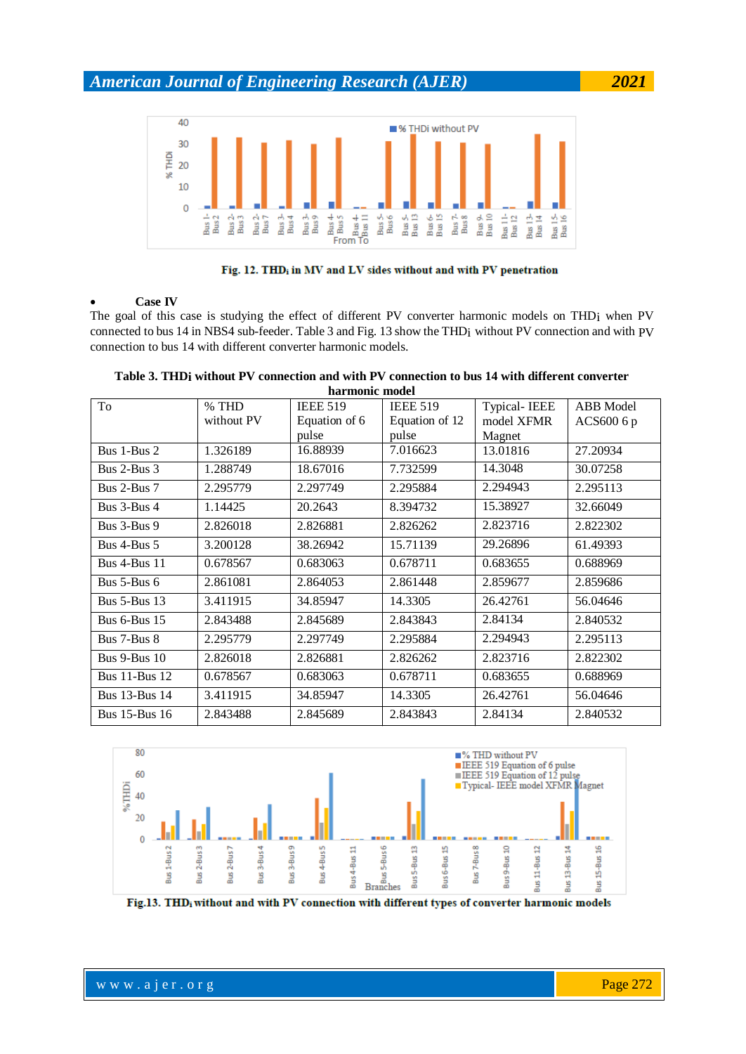Fig. 12. $THD_i$ in MV and LV sides without and with PV penetration

- **Case IV**

The goal of this case is studying the effect of different PV converter harmonic models on $THD_i$ when PV connected to bus 14 in NBS4 sub-feeder. Table 3 and Fig. 13 show the $THD_i$ without PV connection and with PV connection to bus 14 with different converter harmonic models.

**Table 3. THDi without PV connection and with PV connection to bus 14 with different converter harmonic model**

| To | % THD without PV | IEEE 519 Equation of 6 pulse | IEEE 519 Equation of 12 pulse | Typical- IEEE model XFMR Magnet | ABB Model ACS600 6 p |
|---|---|---|---|---|---|
| Bus 1-Bus 2 | 1.326189 | 16.88939 | 7.016623 | 13.01816 | 27.20934 |
| Bus 2-Bus 3 | 1.288749 | 18.67016 | 7.732599 | 14.3048 | 30.07258 |
| Bus 2-Bus 7 | 2.295779 | 2.297749 | 2.295884 | 2.294943 | 2.295113 |
| Bus 3-Bus 4 | 1.14425 | 20.2643 | 8.394732 | 15.38927 | 32.66049 |
| Bus 3-Bus 9 | 2.826018 | 2.826881 | 2.826262 | 2.823716 | 2.822302 |
| Bus 4-Bus 5 | 3.200128 | 38.26942 | 15.71139 | 29.26896 | 61.49393 |
| Bus 4-Bus 11 | 0.678567 | 0.683063 | 0.678711 | 0.683655 | 0.688969 |
| Bus 5-Bus 6 | 2.861081 | 2.864053 | 2.861448 | 2.859677 | 2.859686 |
| Bus 5-Bus 13 | 3.411915 | 34.85947 | 14.3305 | 26.42761 | 56.04646 |
| Bus 6-Bus 15 | 2.843488 | 2.845689 | 2.843843 | 2.84134 | 2.840532 |
| Bus 7-Bus 8 | 2.295779 | 2.297749 | 2.295884 | 2.294943 | 2.295113 |
| Bus 9-Bus 10 | 2.826018 | 2.826881 | 2.826262 | 2.823716 | 2.822302 |
| Bus 11-Bus 12 | 0.678567 | 0.683063 | 0.678711 | 0.683655 | 0.688969 |
| Bus 13-Bus 14 | 3.411915 | 34.85947 | 14.3305 | 26.42761 | 56.04646 |
| Bus 15-Bus 16 | 2.843488 | 2.845689 | 2.843843 | 2.84134 | 2.840532 |

Fig.13. $THD_i$ without and with PV connection with different types of converter harmonic models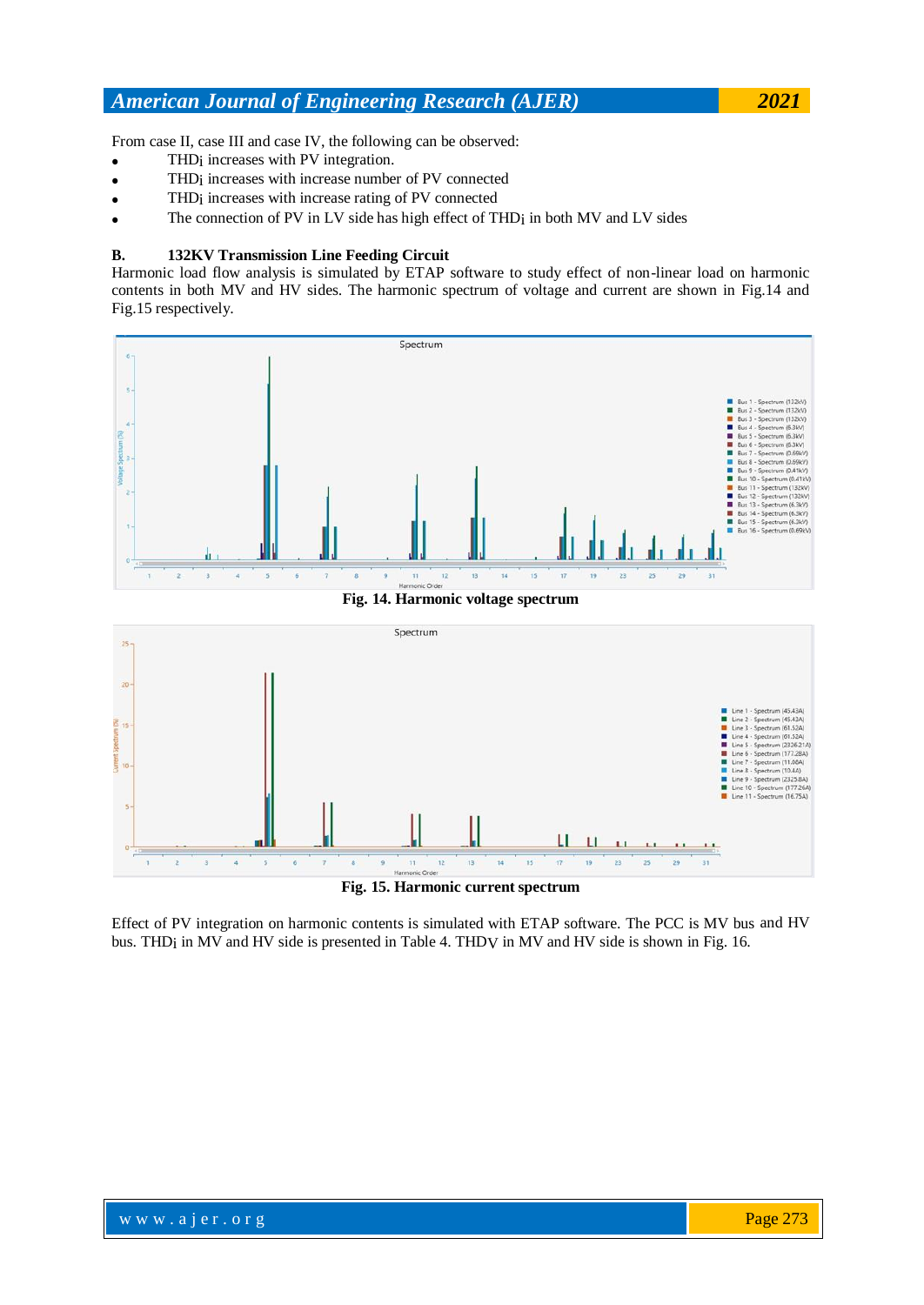From case II, case III and case IV, the following can be observed:

- THDi increases with PV integration.
- THDi increases with increase number of PV connected
- THDi increases with increase rating of PV connected
- The connection of PV in LV side has high effect of THDi in both MV and LV sides

**B. 132KV Transmission Line Feeding Circuit**

Harmonic load flow analysis is simulated by ETAP software to study effect of non-linear load on harmonic contents in both MV and HV sides. The harmonic spectrum of voltage and current are shown in Fig.14 and Fig.15 respectively.

**Fig. 14. Harmonic voltage spectrum**

**Fig. 15. Harmonic current spectrum**

Effect of PV integration on harmonic contents is simulated with ETAP software. The PCC is MV bus and HV bus. THDi in MV and HV side is presented in Table 4. THDv in MV and HV side is shown in Fig. 16.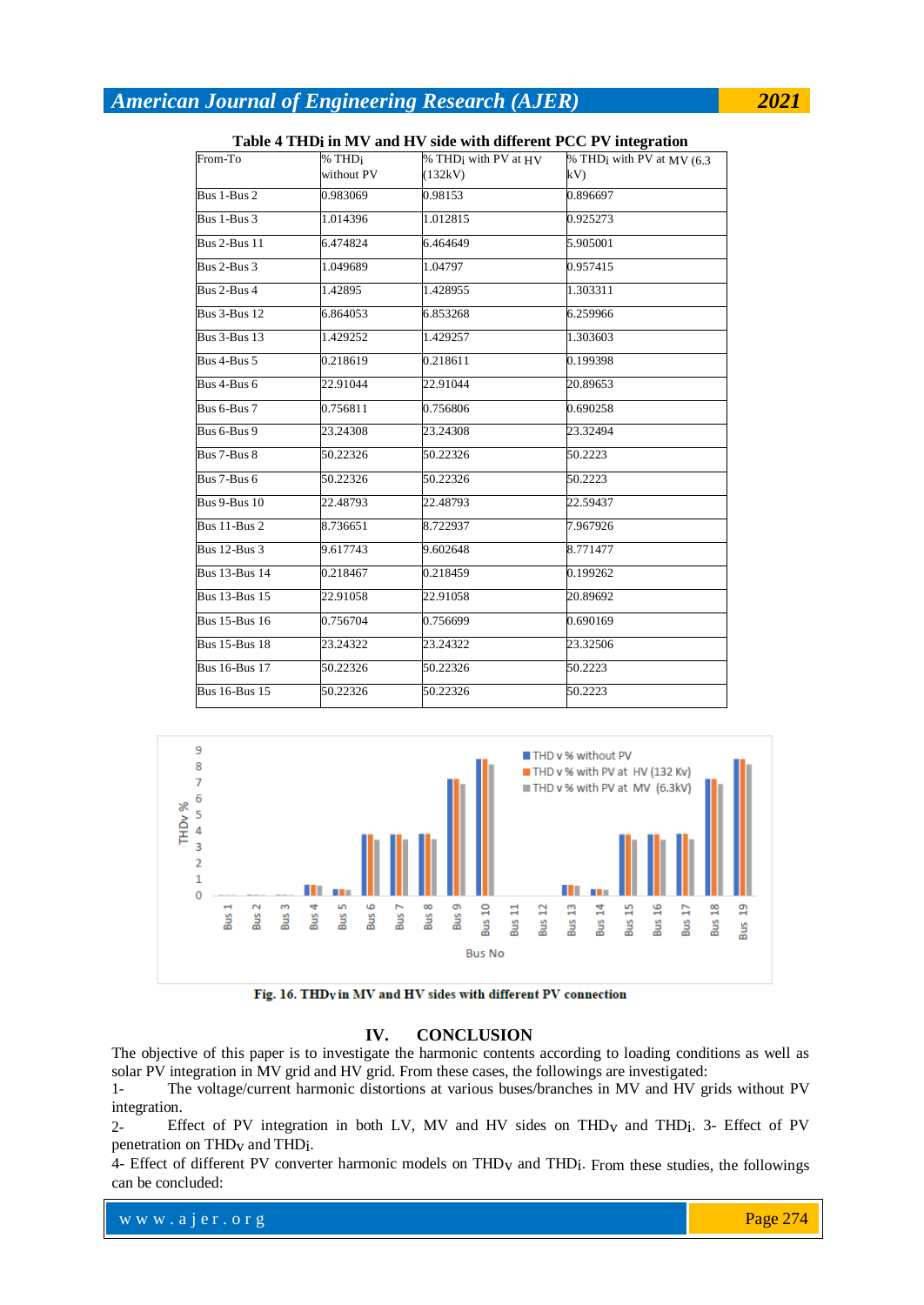**Table 4 THDi in MV and HV side with different PCC PV integration**

| From-To | % THDi without PV | % THDi with PV at HV (132kV) | % THDi with PV at MV (6.3 kV) |
|---|---|---|---|
| Bus 1-Bus 2 | 0.983069 | 0.98153 | 0.896697 |
| Bus 1-Bus 3 | 1.014396 | 1.012815 | 0.925273 |
| Bus 2-Bus 11 | 6.474824 | 6.464649 | 5.905001 |
| Bus 2-Bus 3 | 1.049689 | 1.04797 | 0.957415 |
| Bus 2-Bus 4 | 1.42895 | 1.428955 | 1.303311 |
| Bus 3-Bus 12 | 6.864053 | 6.853268 | 6.259966 |
| Bus 3-Bus 13 | 1.429252 | 1.429257 | 1.303603 |
| Bus 4-Bus 5 | 0.218619 | 0.218611 | 0.199398 |
| Bus 4-Bus 6 | 22.91044 | 22.91044 | 20.89653 |
| Bus 6-Bus 7 | 0.756811 | 0.756806 | 0.690258 |
| Bus 6-Bus 9 | 23.24308 | 23.24308 | 23.32494 |
| Bus 7-Bus 8 | 50.22326 | 50.22326 | 50.2223 |
| Bus 7-Bus 6 | 50.22326 | 50.22326 | 50.2223 |
| Bus 9-Bus 10 | 22.48793 | 22.48793 | 22.59437 |
| Bus 11-Bus 2 | 8.736651 | 8.722937 | 7.967926 |
| Bus 12-Bus 3 | 9.617743 | 9.602648 | 8.771477 |
| Bus 13-Bus 14 | 0.218467 | 0.218459 | 0.199262 |
| Bus 13-Bus 15 | 22.91058 | 22.91058 | 20.89692 |
| Bus 15-Bus 16 | 0.756704 | 0.756699 | 0.690169 |
| Bus 15-Bus 18 | 23.24322 | 23.24322 | 23.32506 |
| Bus 16-Bus 17 | 50.22326 | 50.22326 | 50.2223 |
| Bus 16-Bus 15 | 50.22326 | 50.22326 | 50.2223 |

**Fig. 16. THDv in MV and HV sides with different PV connection**

## IV. CONCLUSION

The objective of this paper is to investigate the harmonic contents according to loading conditions as well as solar PV integration in MV grid and HV grid. From these cases, the followings are investigated:

1- The voltage/current harmonic distortions at various buses/branches in MV and HV grids without PV integration.

2- Effect of PV integration in both LV, MV and HV sides on $THD_V$ and $THD_I$. 3- Effect of PV penetration on $THD_V$ and $THD_I$.

4- Effect of different PV converter harmonic models on $THD_V$ and $THD_I$. From these studies, the followings can be concluded: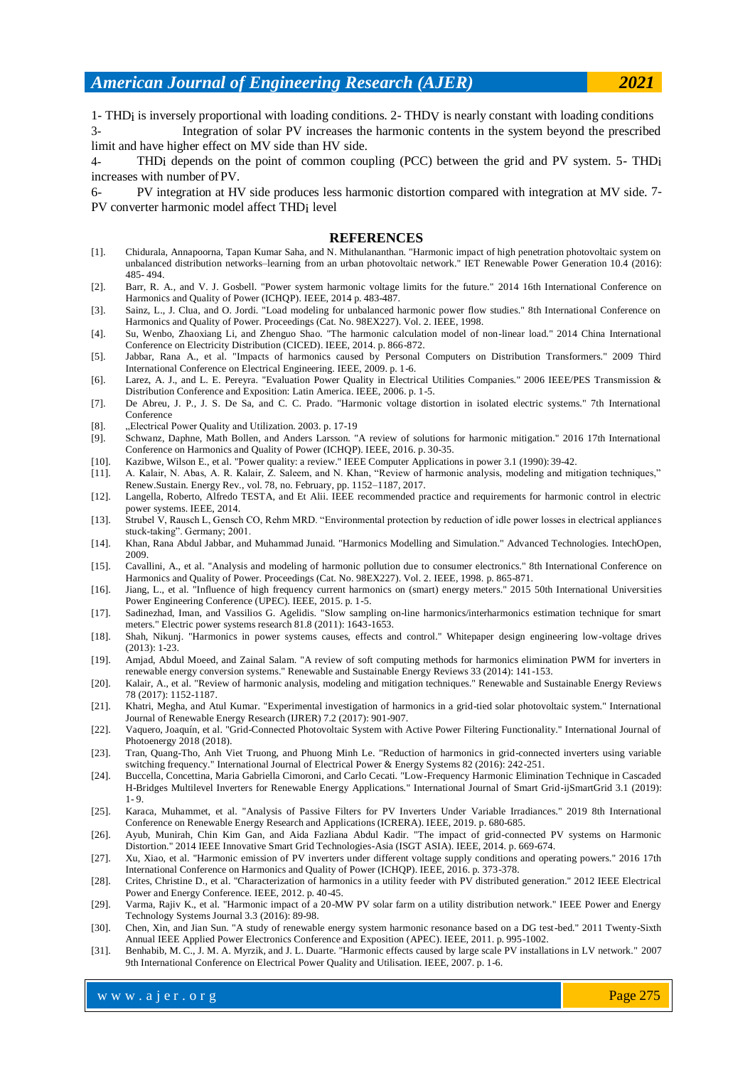1- $THD_i$ is inversely proportional with loading conditions. 2- $THD_V$ is nearly constant with loading conditions

3- Integration of solar PV increases the harmonic contents in the system beyond the prescribed limit and have higher effect on MV side than HV side.

4- $THD_i$ depends on the point of common coupling (PCC) between the grid and PV system. 5- $THD_i$ increases with number of PV.

6- PV integration at HV side produces less harmonic distortion compared with integration at MV side. 7- PV converter harmonic model affect $THD_i$ level

## REFERENCES

[1]. Chidurala, Annapoorna, Tapan Kumar Saha, and N. Mithulananthan. "Harmonic impact of high penetration photovoltaic system on unbalanced distribution networks–learning from an urban photovoltaic network." IET Renewable Power Generation 10.4 (2016): 485- 494.

[2]. Barr, R. A., and V. J. Gosbell. "Power system harmonic voltage limits for the future." 2014 16th International Conference on Harmonics and Quality of Power (ICHQP). IEEE, 2014 p. 483-487.

[3]. Sainz, L., J. Clua, and O. Jordi. "Load modeling for unbalanced harmonic power flow studies." 8th International Conference on Harmonics and Quality of Power. Proceedings (Cat. No. 98EX227). Vol. 2. IEEE, 1998.

[4]. Su, Wenbo, Zhaoxiang Li, and Zhenguo Shao. "The harmonic calculation model of non-linear load." 2014 China International Conference on Electricity Distribution (CICED). IEEE, 2014. p. 866-872.

[5]. Jabbar, Rana A., et al. "Impacts of harmonics caused by Personal Computers on Distribution Transformers." 2009 Third International Conference on Electrical Engineering. IEEE, 2009. p. 1-6.

[6]. Larez, A. J., and L. E. Pereyra. "Evaluation Power Quality in Electrical Utilities Companies." 2006 IEEE/PES Transmission & Distribution Conference and Exposition: Latin America. IEEE, 2006. p. 1-5.

[7]. De Abreu, J. P., J. S. De Sa, and C. C. Prado. "Harmonic voltage distortion in isolated electric systems." 7th International Conference

[8]. „Electrical Power Quality and Utilization. 2003. p. 17-19

[9]. Schwanz, Daphne, Math Bollen, and Anders Larsson. "A review of solutions for harmonic mitigation." 2016 17th International Conference on Harmonics and Quality of Power (ICHQP). IEEE, 2016. p. 30-35.

[10]. Kazibwe, Wilson E., et al. "Power quality: a review." IEEE Computer Applications in power 3.1 (1990): 39-42.

[11]. A. Kalair, N. Abas, A. R. Kalair, Z. Saleem, and N. Khan, "Review of harmonic analysis, modeling and mitigation techniques," Renew.Sustain. Energy Rev., vol. 78, no. February, pp. 1152–1187, 2017.

[12]. Langella, Roberto, Alfredo TESTA, and Et Alii. IEEE recommended practice and requirements for harmonic control in electric power systems. IEEE, 2014.

[13]. Strubel V, Rausch L, Gensch CO, Rehm MRD. "Environmental protection by reduction of idle power losses in electrical appliances stuck-taking". Germany; 2001.

[14]. Khan, Rana Abdul Jabbar, and Muhammad Junaid. "Harmonics Modelling and Simulation." Advanced Technologies. IntechOpen, 2009.

[15]. Cavallini, A., et al. "Analysis and modeling of harmonic pollution due to consumer electronics." 8th International Conference on Harmonics and Quality of Power. Proceedings (Cat. No. 98EX227). Vol. 2. IEEE, 1998. p. 865-871.

[16]. Jiang, L., et al. "Influence of high frequency current harmonics on (smart) energy meters." 2015 50th International Universities Power Engineering Conference (UPEC). IEEE, 2015. p. 1-5.

[17]. Sadinezhad, Iman, and Vassilios G. Agelidis. "Slow sampling on-line harmonics/interharmonics estimation technique for smart meters." Electric power systems research 81.8 (2011): 1643-1653.

[18]. Shah, Nikunj. "Harmonics in power systems causes, effects and control." Whitepaper design engineering low-voltage drives (2013): 1-23.

[19]. Amjad, Abdul Moeed, and Zainal Salam. "A review of soft computing methods for harmonics elimination PWM for inverters in renewable energy conversion systems." Renewable and Sustainable Energy Reviews 33 (2014): 141-153.

[20]. Kalair, A., et al. "Review of harmonic analysis, modeling and mitigation techniques." Renewable and Sustainable Energy Reviews 78 (2017): 1152-1187.

[21]. Khatri, Megha, and Atul Kumar. "Experimental investigation of harmonics in a grid-tied solar photovoltaic system." International Journal of Renewable Energy Research (IJRER) 7.2 (2017): 901-907.

[22]. Vaquero, Joaquín, et al. "Grid-Connected Photovoltaic System with Active Power Filtering Functionality." International Journal of Photoenergy 2018 (2018).

[23]. Tran, Quang-Tho, Anh Viet Truong, and Phuong Minh Le. "Reduction of harmonics in grid-connected inverters using variable switching frequency." International Journal of Electrical Power & Energy Systems 82 (2016): 242-251.

[24]. Buccella, Concettina, Maria Gabriella Cimoroni, and Carlo Cecati. "Low-Frequency Harmonic Elimination Technique in Cascaded H-Bridges Multilevel Inverters for Renewable Energy Applications." International Journal of Smart Grid-ijSmartGrid 3.1 (2019): 1- 9.

[25]. Karaca, Muhammet, et al. "Analysis of Passive Filters for PV Inverters Under Variable Irradiances." 2019 8th International Conference on Renewable Energy Research and Applications (ICRERA). IEEE, 2019. p. 680-685.

[26]. Ayub, Munirah, Chin Kim Gan, and Aida Fazliana Abdul Kadir. "The impact of grid-connected PV systems on Harmonic Distortion." 2014 IEEE Innovative Smart Grid Technologies-Asia (ISGT ASIA). IEEE, 2014. p. 669-674.

[27]. Xu, Xiao, et al. "Harmonic emission of PV inverters under different voltage supply conditions and operating powers." 2016 17th International Conference on Harmonics and Quality of Power (ICHQP). IEEE, 2016. p. 373-378.

[28]. Crites, Christine D., et al. "Characterization of harmonics in a utility feeder with PV distributed generation." 2012 IEEE Electrical Power and Energy Conference. IEEE, 2012. p. 40-45.

[29]. Varma, Rajiv K., et al. "Harmonic impact of a 20-MW PV solar farm on a utility distribution network." IEEE Power and Energy Technology Systems Journal 3.3 (2016): 89-98.

[30]. Chen, Xin, and Jian Sun. "A study of renewable energy system harmonic resonance based on a DG test-bed." 2011 Twenty-Sixth Annual IEEE Applied Power Electronics Conference and Exposition (APEC). IEEE, 2011. p. 995-1002.

[31]. Benhabib, M. C., J. M. A. Myrzik, and J. L. Duarte. "Harmonic effects caused by large scale PV installations in LV network." 2007 9th International Conference on Electrical Power Quality and Utilisation. IEEE, 2007. p. 1-6.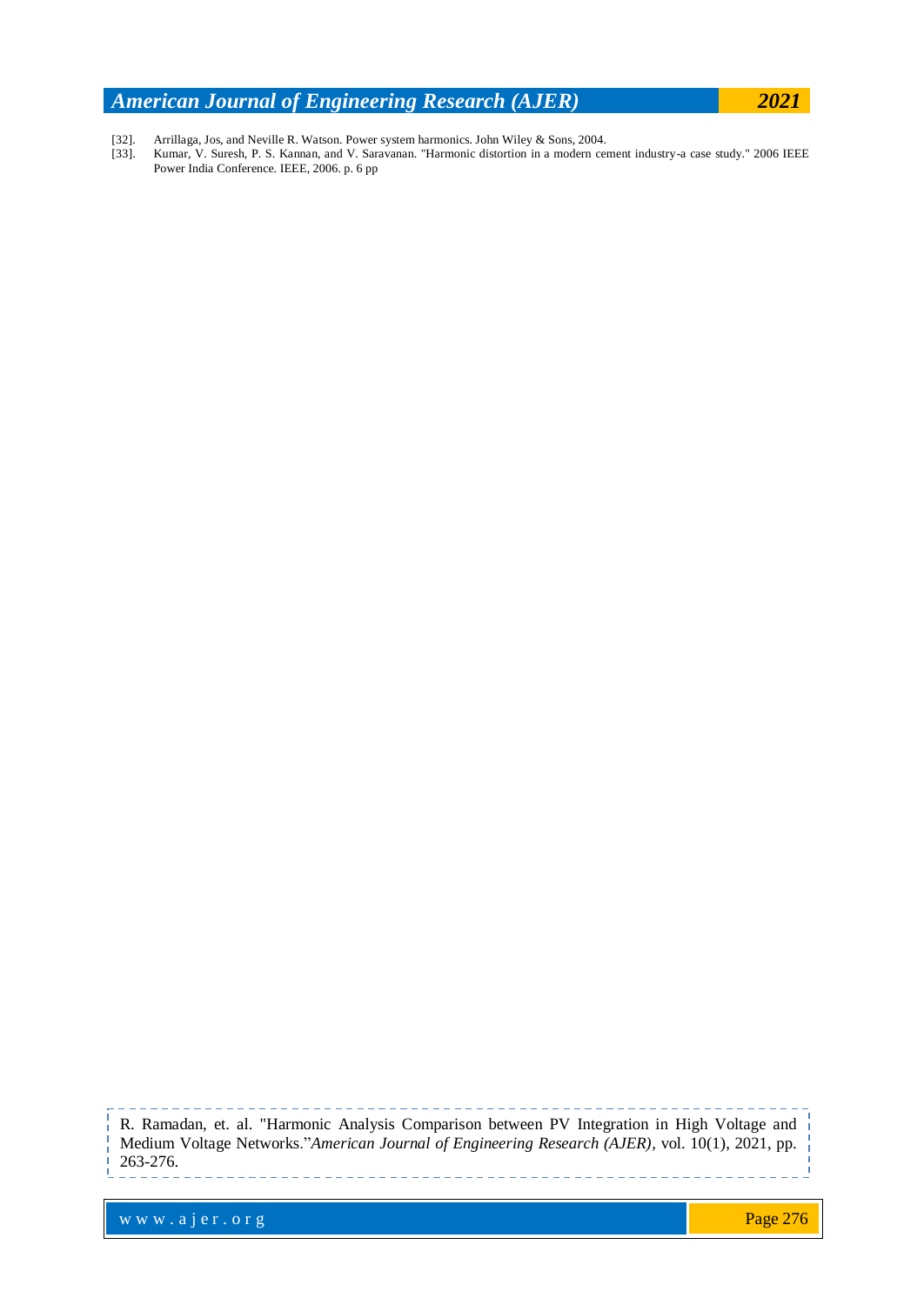[32]. Arrillaga, Jos, and Neville R. Watson. Power system harmonics. John Wiley & Sons, 2004.

[33]. Kumar, V. Suresh, P. S. Kannan, and V. Saravanan. "Harmonic distortion in a modern cement industry-a case study." 2006 IEEE Power India Conference. IEEE, 2006. p. 6 pp

R. Ramadan, et. al. "Harmonic Analysis Comparison between PV Integration in High Voltage and Medium Voltage Networks."*American Journal of Engineering Research (AJER)*, vol. 10(1), 2021, pp. 263-276.